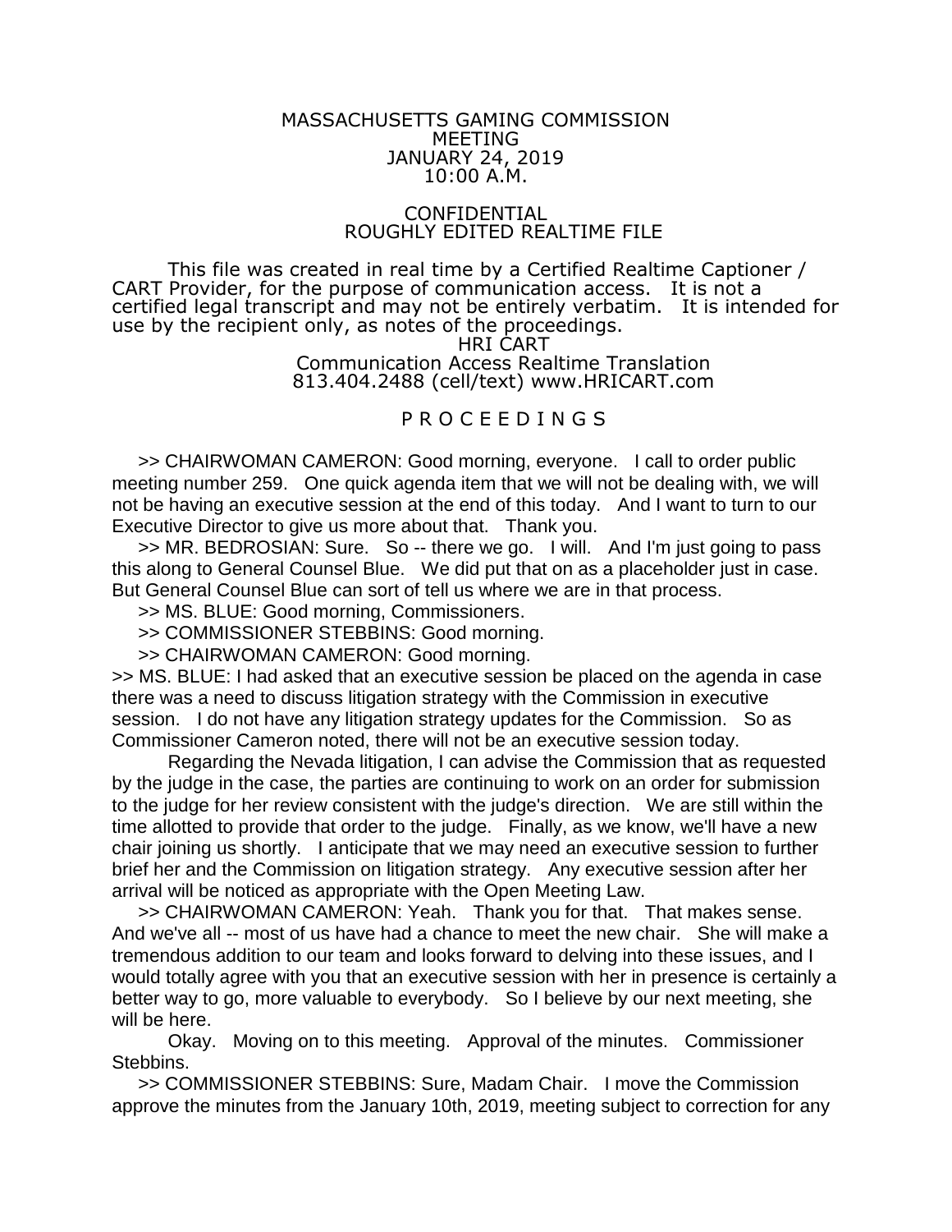MASSACHUSETTS GAMING COMMISSION
MEETING
JANUARY 24, 2019
10:00 A.M.

CONFIDENTIAL
ROUGHLY EDITED REALTIME FILE

This file was created in real time by a Certified Realtime Captioner / CART Provider, for the purpose of communication access. It is not a certified legal transcript and may not be entirely verbatim. It is intended for use by the recipient only, as notes of the proceedings.

HRI CART
Communication Access Realtime Translation
813.404.2488 (cell/text) www.HRICART.com

P R O C E E D I N G S

>> CHAIRWOMAN CAMERON: Good morning, everyone. I call to order public meeting number 259. One quick agenda item that we will not be dealing with, we will not be having an executive session at the end of this today. And I want to turn to our Executive Director to give us more about that. Thank you.

>> MR. BEDROSIAN: Sure. So -- there we go. I will. And I'm just going to pass this along to General Counsel Blue. We did put that on as a placeholder just in case. But General Counsel Blue can sort of tell us where we are in that process.

>> MS. BLUE: Good morning, Commissioners.

>> COMMISSIONER STEBBINS: Good morning.

>> CHAIRWOMAN CAMERON: Good morning.

>> MS. BLUE: I had asked that an executive session be placed on the agenda in case there was a need to discuss litigation strategy with the Commission in executive session. I do not have any litigation strategy updates for the Commission. So as Commissioner Cameron noted, there will not be an executive session today.

Regarding the Nevada litigation, I can advise the Commission that as requested by the judge in the case, the parties are continuing to work on an order for submission to the judge for her review consistent with the judge's direction. We are still within the time allotted to provide that order to the judge. Finally, as we know, we'll have a new chair joining us shortly. I anticipate that we may need an executive session to further brief her and the Commission on litigation strategy. Any executive session after her arrival will be noticed as appropriate with the Open Meeting Law.

>> CHAIRWOMAN CAMERON: Yeah. Thank you for that. That makes sense. And we've all -- most of us have had a chance to meet the new chair. She will make a tremendous addition to our team and looks forward to delving into these issues, and I would totally agree with you that an executive session with her in presence is certainly a better way to go, more valuable to everybody. So I believe by our next meeting, she will be here.

Okay. Moving on to this meeting. Approval of the minutes. Commissioner Stebbins.

>> COMMISSIONER STEBBINS: Sure, Madam Chair. I move the Commission approve the minutes from the January 10th, 2019, meeting subject to correction for any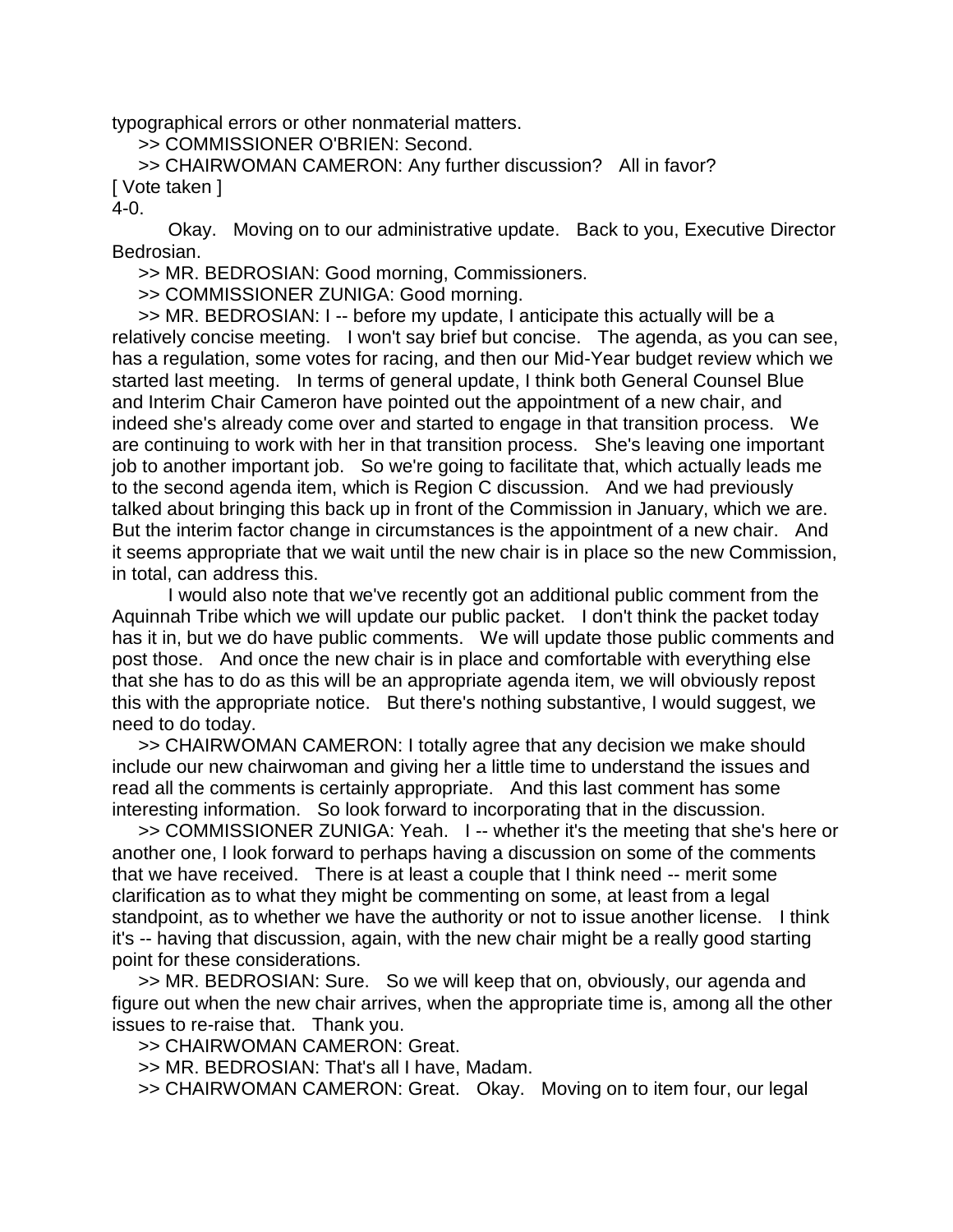typographical errors or other nonmaterial matters.

>> COMMISSIONER O'BRIEN: Second.

>> CHAIRWOMAN CAMERON: Any further discussion? All in favor?

[ Vote taken ]

4-0.

Okay. Moving on to our administrative update. Back to you, Executive Director Bedrosian.

>> MR. BEDROSIAN: Good morning, Commissioners.

>> COMMISSIONER ZUNIGA: Good morning.

>> MR. BEDROSIAN: I -- before my update, I anticipate this actually will be a relatively concise meeting. I won't say brief but concise. The agenda, as you can see, has a regulation, some votes for racing, and then our Mid-Year budget review which we started last meeting. In terms of general update, I think both General Counsel Blue and Interim Chair Cameron have pointed out the appointment of a new chair, and indeed she's already come over and started to engage in that transition process. We are continuing to work with her in that transition process. She's leaving one important job to another important job. So we're going to facilitate that, which actually leads me to the second agenda item, which is Region C discussion. And we had previously talked about bringing this back up in front of the Commission in January, which we are. But the interim factor change in circumstances is the appointment of a new chair. And it seems appropriate that we wait until the new chair is in place so the new Commission, in total, can address this.

I would also note that we've recently got an additional public comment from the Aquinnah Tribe which we will update our public packet. I don't think the packet today has it in, but we do have public comments. We will update those public comments and post those. And once the new chair is in place and comfortable with everything else that she has to do as this will be an appropriate agenda item, we will obviously repost this with the appropriate notice. But there's nothing substantive, I would suggest, we need to do today.

>> CHAIRWOMAN CAMERON: I totally agree that any decision we make should include our new chairwoman and giving her a little time to understand the issues and read all the comments is certainly appropriate. And this last comment has some interesting information. So look forward to incorporating that in the discussion.

>> COMMISSIONER ZUNIGA: Yeah. I -- whether it's the meeting that she's here or another one, I look forward to perhaps having a discussion on some of the comments that we have received. There is at least a couple that I think need -- merit some clarification as to what they might be commenting on some, at least from a legal standpoint, as to whether we have the authority or not to issue another license. I think it's -- having that discussion, again, with the new chair might be a really good starting point for these considerations.

>> MR. BEDROSIAN: Sure. So we will keep that on, obviously, our agenda and figure out when the new chair arrives, when the appropriate time is, among all the other issues to re-raise that. Thank you.

>> CHAIRWOMAN CAMERON: Great.

>> MR. BEDROSIAN: That's all I have, Madam.

>> CHAIRWOMAN CAMERON: Great. Okay. Moving on to item four, our legal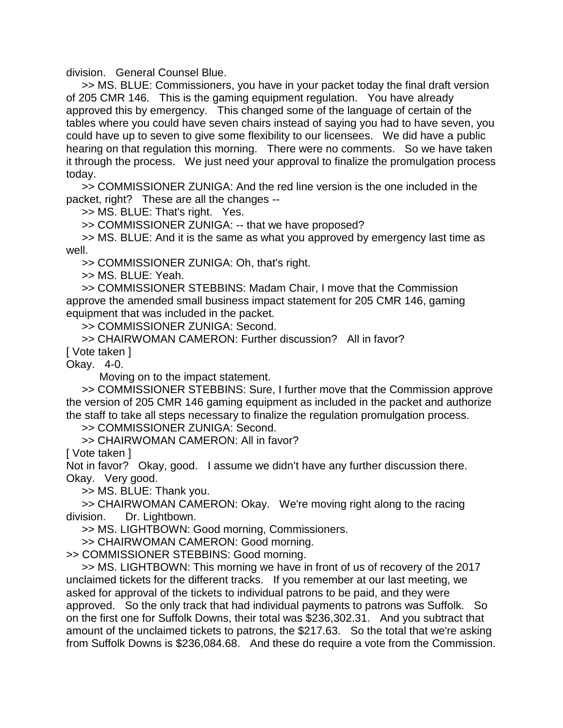division. General Counsel Blue.

>> MS. BLUE: Commissioners, you have in your packet today the final draft version of 205 CMR 146. This is the gaming equipment regulation. You have already approved this by emergency. This changed some of the language of certain of the tables where you could have seven chairs instead of saying you had to have seven, you could have up to seven to give some flexibility to our licensees. We did have a public hearing on that regulation this morning. There were no comments. So we have taken it through the process. We just need your approval to finalize the promulgation process today.

>> COMMISSIONER ZUNIGA: And the red line version is the one included in the packet, right? These are all the changes --

>> MS. BLUE: That's right. Yes.

>> COMMISSIONER ZUNIGA: -- that we have proposed?

>> MS. BLUE: And it is the same as what you approved by emergency last time as well.

>> COMMISSIONER ZUNIGA: Oh, that's right.

>> MS. BLUE: Yeah.

>> COMMISSIONER STEBBINS: Madam Chair, I move that the Commission approve the amended small business impact statement for 205 CMR 146, gaming equipment that was included in the packet.

>> COMMISSIONER ZUNIGA: Second.

>> CHAIRWOMAN CAMERON: Further discussion? All in favor?

[ Vote taken ]

Okay. 4-0.

Moving on to the impact statement.

>> COMMISSIONER STEBBINS: Sure, I further move that the Commission approve the version of 205 CMR 146 gaming equipment as included in the packet and authorize the staff to take all steps necessary to finalize the regulation promulgation process.

>> COMMISSIONER ZUNIGA: Second.

>> CHAIRWOMAN CAMERON: All in favor?

[ Vote taken ]

Not in favor? Okay, good. I assume we didn't have any further discussion there. Okay. Very good.

>> MS. BLUE: Thank you.

>> CHAIRWOMAN CAMERON: Okay. We're moving right along to the racing division. Dr. Lightbown.

>> MS. LIGHTBOWN: Good morning, Commissioners.

>> CHAIRWOMAN CAMERON: Good morning.

>> COMMISSIONER STEBBINS: Good morning.

>> MS. LIGHTBOWN: This morning we have in front of us of recovery of the 2017 unclaimed tickets for the different tracks. If you remember at our last meeting, we asked for approval of the tickets to individual patrons to be paid, and they were approved. So the only track that had individual payments to patrons was Suffolk. So on the first one for Suffolk Downs, their total was $236,302.31. And you subtract that amount of the unclaimed tickets to patrons, the $217.63. So the total that we're asking from Suffolk Downs is $236,084.68. And these do require a vote from the Commission.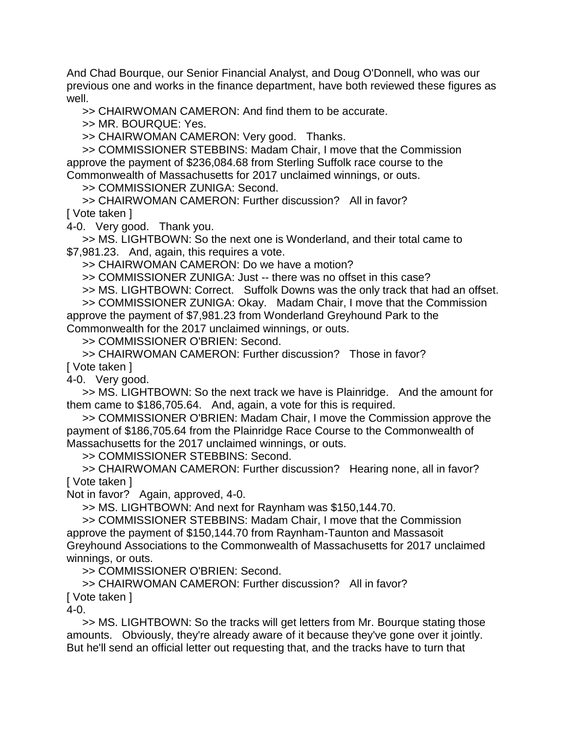And Chad Bourque, our Senior Financial Analyst, and Doug O'Donnell, who was our previous one and works in the finance department, have both reviewed these figures as well.

>> CHAIRWOMAN CAMERON: And find them to be accurate.

>> MR. BOURQUE: Yes.

>> CHAIRWOMAN CAMERON: Very good. Thanks.

>> COMMISSIONER STEBBINS: Madam Chair, I move that the Commission approve the payment of $236,084.68 from Sterling Suffolk race course to the Commonwealth of Massachusetts for 2017 unclaimed winnings, or outs.

>> COMMISSIONER ZUNIGA: Second.

>> CHAIRWOMAN CAMERON: Further discussion? All in favor?

[ Vote taken ]

4-0. Very good. Thank you.

>> MS. LIGHTBOWN: So the next one is Wonderland, and their total came to $7,981.23. And, again, this requires a vote.

>> CHAIRWOMAN CAMERON: Do we have a motion?

>> COMMISSIONER ZUNIGA: Just -- there was no offset in this case?

>> MS. LIGHTBOWN: Correct. Suffolk Downs was the only track that had an offset.

>> COMMISSIONER ZUNIGA: Okay. Madam Chair, I move that the Commission approve the payment of $7,981.23 from Wonderland Greyhound Park to the Commonwealth for the 2017 unclaimed winnings, or outs.

>> COMMISSIONER O'BRIEN: Second.

>> CHAIRWOMAN CAMERON: Further discussion? Those in favor?

[ Vote taken ]

4-0. Very good.

>> MS. LIGHTBOWN: So the next track we have is Plainridge. And the amount for them came to $186,705.64. And, again, a vote for this is required.

>> COMMISSIONER O'BRIEN: Madam Chair, I move the Commission approve the payment of $186,705.64 from the Plainridge Race Course to the Commonwealth of Massachusetts for the 2017 unclaimed winnings, or outs.

>> COMMISSIONER STEBBINS: Second.

>> CHAIRWOMAN CAMERON: Further discussion? Hearing none, all in favor?

[ Vote taken ]

Not in favor? Again, approved, 4-0.

>> MS. LIGHTBOWN: And next for Raynham was $150,144.70.

>> COMMISSIONER STEBBINS: Madam Chair, I move that the Commission approve the payment of $150,144.70 from Raynham-Taunton and Massasoit Greyhound Associations to the Commonwealth of Massachusetts for 2017 unclaimed winnings, or outs.

>> COMMISSIONER O'BRIEN: Second.

>> CHAIRWOMAN CAMERON: Further discussion? All in favor?

[ Vote taken ]

4-0.

>> MS. LIGHTBOWN: So the tracks will get letters from Mr. Bourque stating those amounts. Obviously, they're already aware of it because they've gone over it jointly. But he'll send an official letter out requesting that, and the tracks have to turn that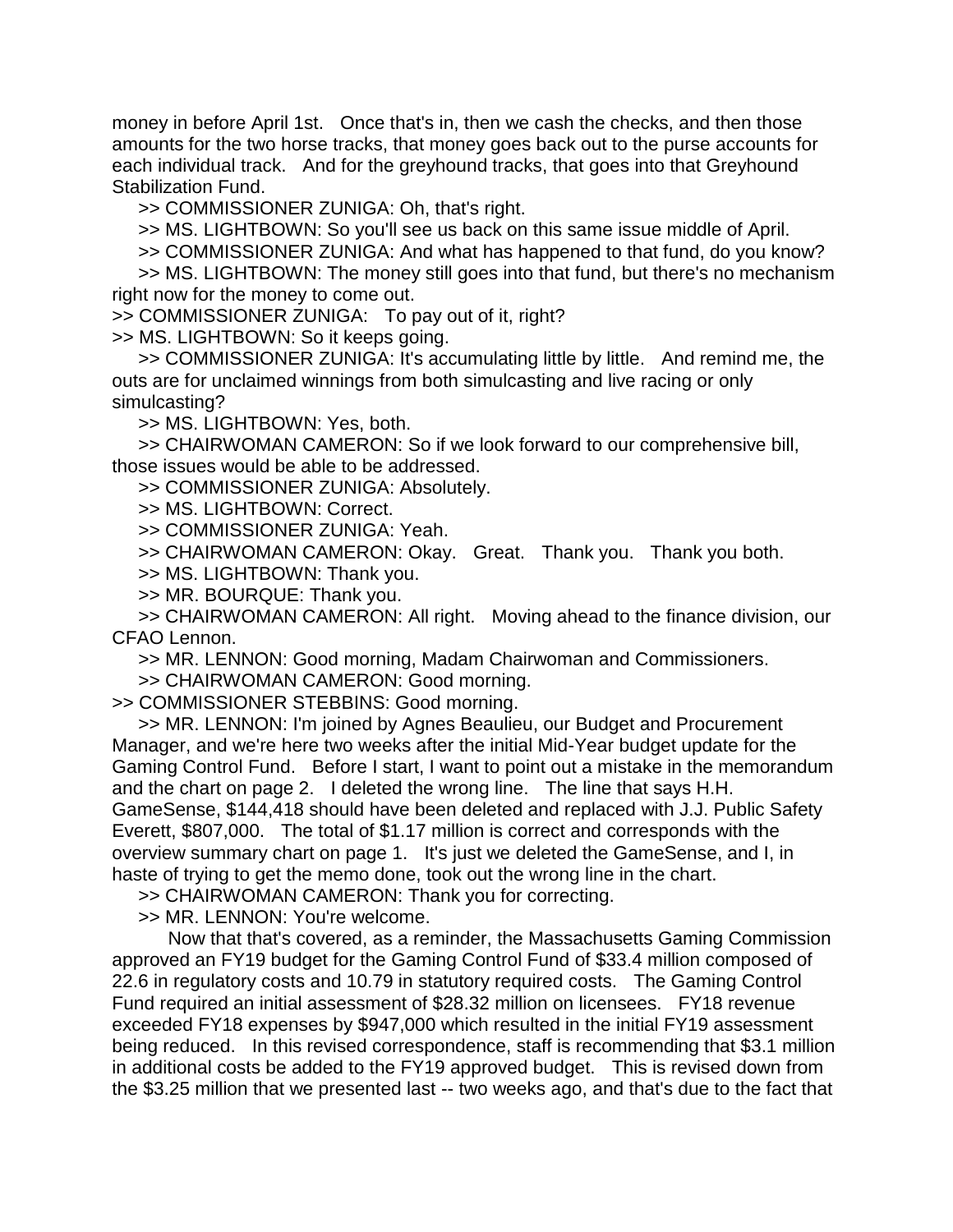money in before April 1st. Once that's in, then we cash the checks, and then those amounts for the two horse tracks, that money goes back out to the purse accounts for each individual track. And for the greyhound tracks, that goes into that Greyhound Stabilization Fund.

>> COMMISSIONER ZUNIGA: Oh, that's right.

>> MS. LIGHTBOWN: So you'll see us back on this same issue middle of April.

>> COMMISSIONER ZUNIGA: And what has happened to that fund, do you know?

>> MS. LIGHTBOWN: The money still goes into that fund, but there's no mechanism right now for the money to come out.

>> COMMISSIONER ZUNIGA: To pay out of it, right?

>> MS. LIGHTBOWN: So it keeps going.

>> COMMISSIONER ZUNIGA: It's accumulating little by little. And remind me, the outs are for unclaimed winnings from both simulcasting and live racing or only simulcasting?

>> MS. LIGHTBOWN: Yes, both.

>> CHAIRWOMAN CAMERON: So if we look forward to our comprehensive bill, those issues would be able to be addressed.

>> COMMISSIONER ZUNIGA: Absolutely.

>> MS. LIGHTBOWN: Correct.

>> COMMISSIONER ZUNIGA: Yeah.

>> CHAIRWOMAN CAMERON: Okay. Great. Thank you. Thank you both.

>> MS. LIGHTBOWN: Thank you.

>> MR. BOURQUE: Thank you.

>> CHAIRWOMAN CAMERON: All right. Moving ahead to the finance division, our CFAO Lennon.

>> MR. LENNON: Good morning, Madam Chairwoman and Commissioners.

>> CHAIRWOMAN CAMERON: Good morning.

>> COMMISSIONER STEBBINS: Good morning.

>> MR. LENNON: I'm joined by Agnes Beaulieu, our Budget and Procurement Manager, and we're here two weeks after the initial Mid-Year budget update for the Gaming Control Fund. Before I start, I want to point out a mistake in the memorandum and the chart on page 2. I deleted the wrong line. The line that says H.H. GameSense, $144,418 should have been deleted and replaced with J.J. Public Safety Everett, $807,000. The total of $1.17 million is correct and corresponds with the overview summary chart on page 1. It's just we deleted the GameSense, and I, in haste of trying to get the memo done, took out the wrong line in the chart.

>> CHAIRWOMAN CAMERON: Thank you for correcting.

>> MR. LENNON: You're welcome.

Now that that's covered, as a reminder, the Massachusetts Gaming Commission approved an FY19 budget for the Gaming Control Fund of $33.4 million composed of 22.6 in regulatory costs and 10.79 in statutory required costs. The Gaming Control Fund required an initial assessment of $28.32 million on licensees. FY18 revenue exceeded FY18 expenses by $947,000 which resulted in the initial FY19 assessment being reduced. In this revised correspondence, staff is recommending that $3.1 million in additional costs be added to the FY19 approved budget. This is revised down from the $3.25 million that we presented last -- two weeks ago, and that's due to the fact that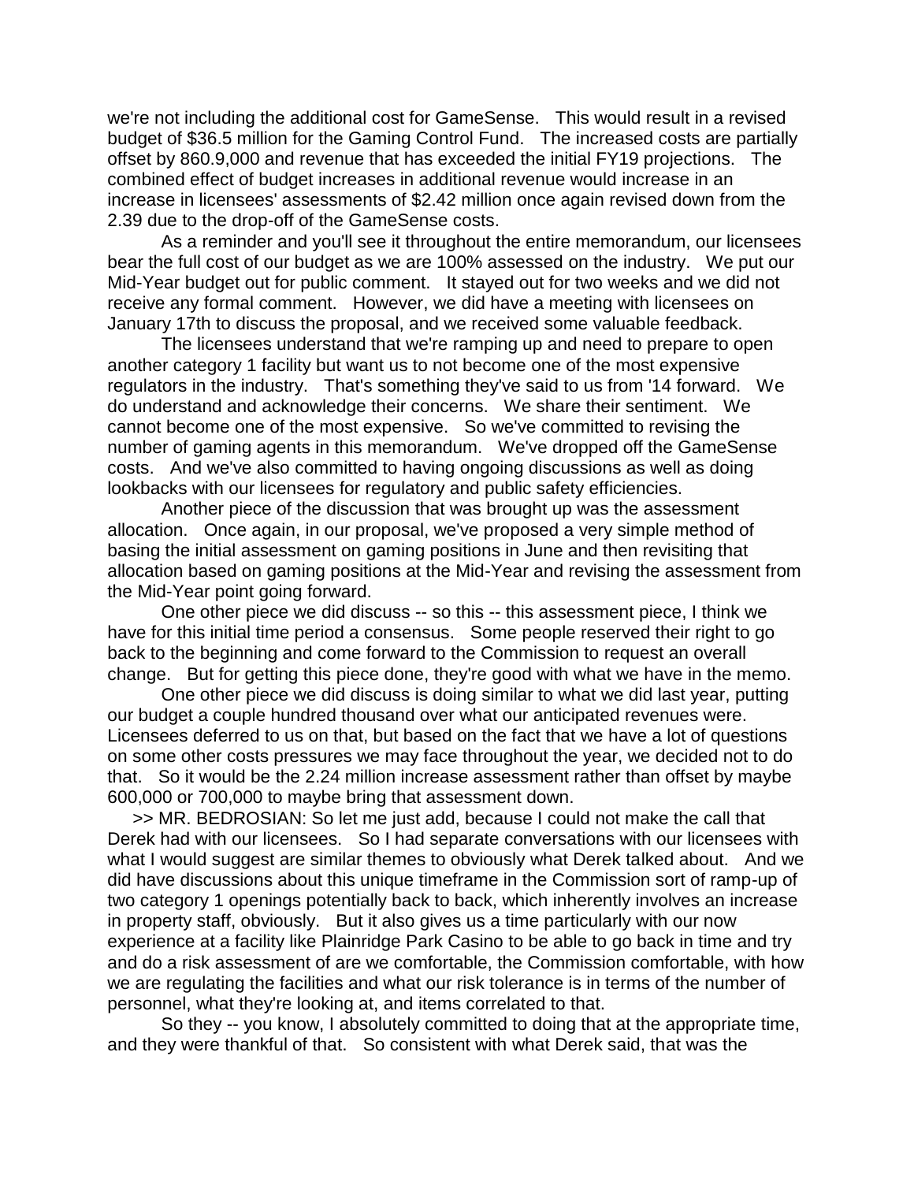we're not including the additional cost for GameSense. This would result in a revised budget of $36.5 million for the Gaming Control Fund. The increased costs are partially offset by 860.9,000 and revenue that has exceeded the initial FY19 projections. The combined effect of budget increases in additional revenue would increase in an increase in licensees' assessments of $2.42 million once again revised down from the 2.39 due to the drop-off of the GameSense costs.

As a reminder and you'll see it throughout the entire memorandum, our licensees bear the full cost of our budget as we are 100% assessed on the industry. We put our Mid-Year budget out for public comment. It stayed out for two weeks and we did not receive any formal comment. However, we did have a meeting with licensees on January 17th to discuss the proposal, and we received some valuable feedback.

The licensees understand that we're ramping up and need to prepare to open another category 1 facility but want us to not become one of the most expensive regulators in the industry. That's something they've said to us from '14 forward. We do understand and acknowledge their concerns. We share their sentiment. We cannot become one of the most expensive. So we've committed to revising the number of gaming agents in this memorandum. We've dropped off the GameSense costs. And we've also committed to having ongoing discussions as well as doing lookbacks with our licensees for regulatory and public safety efficiencies.

Another piece of the discussion that was brought up was the assessment allocation. Once again, in our proposal, we've proposed a very simple method of basing the initial assessment on gaming positions in June and then revisiting that allocation based on gaming positions at the Mid-Year and revising the assessment from the Mid-Year point going forward.

One other piece we did discuss -- so this -- this assessment piece, I think we have for this initial time period a consensus. Some people reserved their right to go back to the beginning and come forward to the Commission to request an overall change. But for getting this piece done, they're good with what we have in the memo.

One other piece we did discuss is doing similar to what we did last year, putting our budget a couple hundred thousand over what our anticipated revenues were. Licensees deferred to us on that, but based on the fact that we have a lot of questions on some other costs pressures we may face throughout the year, we decided not to do that. So it would be the 2.24 million increase assessment rather than offset by maybe 600,000 or 700,000 to maybe bring that assessment down.

>> MR. BEDROSIAN: So let me just add, because I could not make the call that Derek had with our licensees. So I had separate conversations with our licensees with what I would suggest are similar themes to obviously what Derek talked about. And we did have discussions about this unique timeframe in the Commission sort of ramp-up of two category 1 openings potentially back to back, which inherently involves an increase in property staff, obviously. But it also gives us a time particularly with our now experience at a facility like Plainridge Park Casino to be able to go back in time and try and do a risk assessment of are we comfortable, the Commission comfortable, with how we are regulating the facilities and what our risk tolerance is in terms of the number of personnel, what they're looking at, and items correlated to that.

So they -- you know, I absolutely committed to doing that at the appropriate time, and they were thankful of that. So consistent with what Derek said, that was the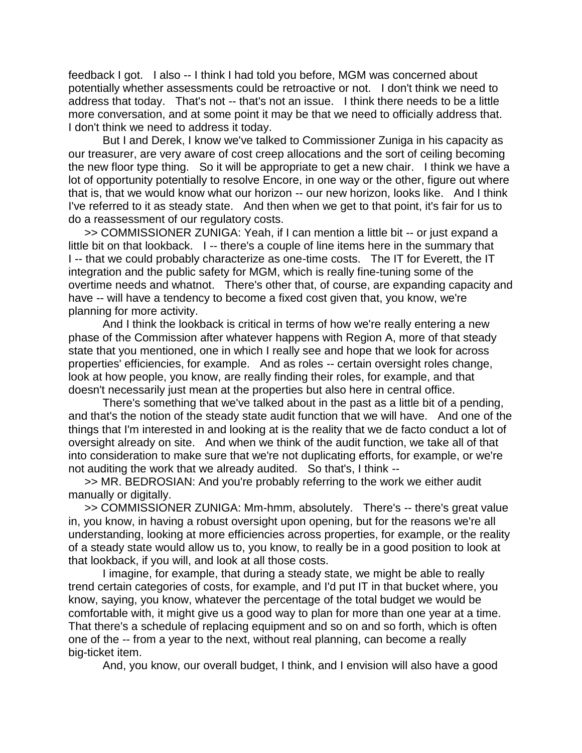feedback I got. I also -- I think I had told you before, MGM was concerned about potentially whether assessments could be retroactive or not. I don't think we need to address that today. That's not -- that's not an issue. I think there needs to be a little more conversation, and at some point it may be that we need to officially address that. I don't think we need to address it today.

But I and Derek, I know we've talked to Commissioner Zuniga in his capacity as our treasurer, are very aware of cost creep allocations and the sort of ceiling becoming the new floor type thing. So it will be appropriate to get a new chair. I think we have a lot of opportunity potentially to resolve Encore, in one way or the other, figure out where that is, that we would know what our horizon -- our new horizon, looks like. And I think I've referred to it as steady state. And then when we get to that point, it's fair for us to do a reassessment of our regulatory costs.

>> COMMISSIONER ZUNIGA: Yeah, if I can mention a little bit -- or just expand a little bit on that lookback. I -- there's a couple of line items here in the summary that I -- that we could probably characterize as one-time costs. The IT for Everett, the IT integration and the public safety for MGM, which is really fine-tuning some of the overtime needs and whatnot. There's other that, of course, are expanding capacity and have -- will have a tendency to become a fixed cost given that, you know, we're planning for more activity.

And I think the lookback is critical in terms of how we're really entering a new phase of the Commission after whatever happens with Region A, more of that steady state that you mentioned, one in which I really see and hope that we look for across properties' efficiencies, for example. And as roles -- certain oversight roles change, look at how people, you know, are really finding their roles, for example, and that doesn't necessarily just mean at the properties but also here in central office.

There's something that we've talked about in the past as a little bit of a pending, and that's the notion of the steady state audit function that we will have. And one of the things that I'm interested in and looking at is the reality that we de facto conduct a lot of oversight already on site. And when we think of the audit function, we take all of that into consideration to make sure that we're not duplicating efforts, for example, or we're not auditing the work that we already audited. So that's, I think --

>> MR. BEDROSIAN: And you're probably referring to the work we either audit manually or digitally.

>> COMMISSIONER ZUNIGA: Mm-hmm, absolutely. There's -- there's great value in, you know, in having a robust oversight upon opening, but for the reasons we're all understanding, looking at more efficiencies across properties, for example, or the reality of a steady state would allow us to, you know, to really be in a good position to look at that lookback, if you will, and look at all those costs.

I imagine, for example, that during a steady state, we might be able to really trend certain categories of costs, for example, and I'd put IT in that bucket where, you know, saying, you know, whatever the percentage of the total budget we would be comfortable with, it might give us a good way to plan for more than one year at a time. That there's a schedule of replacing equipment and so on and so forth, which is often one of the -- from a year to the next, without real planning, can become a really big-ticket item.

And, you know, our overall budget, I think, and I envision will also have a good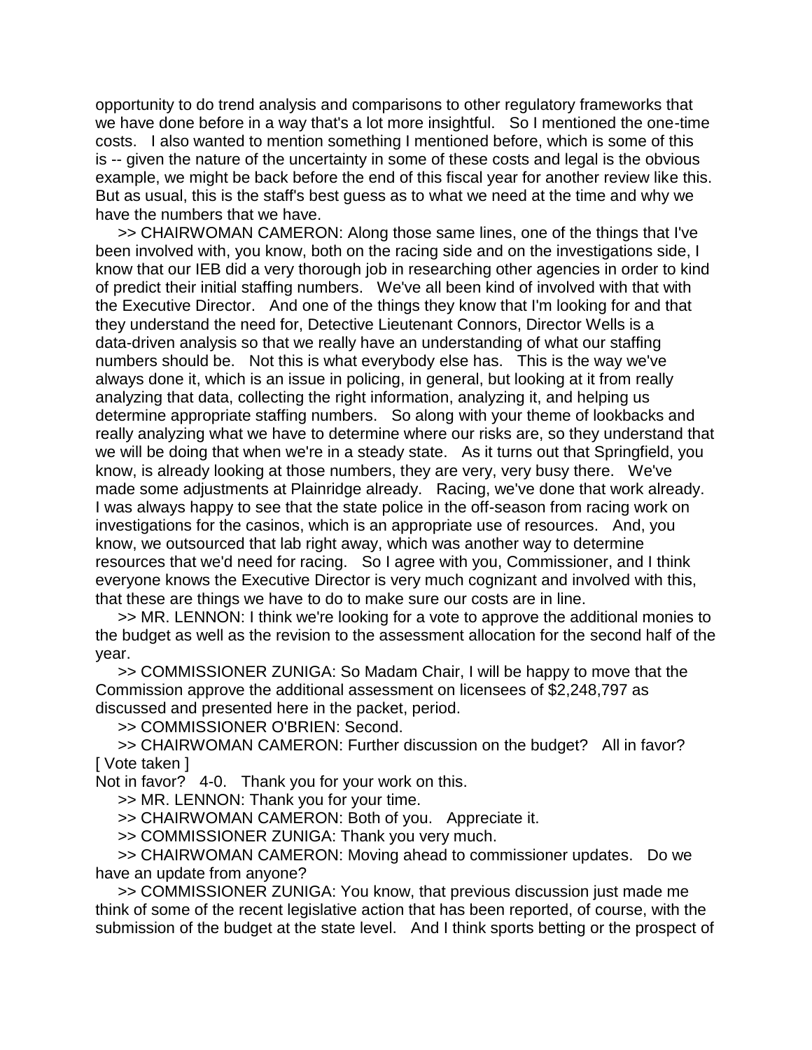opportunity to do trend analysis and comparisons to other regulatory frameworks that we have done before in a way that's a lot more insightful. So I mentioned the one-time costs. I also wanted to mention something I mentioned before, which is some of this is -- given the nature of the uncertainty in some of these costs and legal is the obvious example, we might be back before the end of this fiscal year for another review like this. But as usual, this is the staff's best guess as to what we need at the time and why we have the numbers that we have.

>> CHAIRWOMAN CAMERON: Along those same lines, one of the things that I've been involved with, you know, both on the racing side and on the investigations side, I know that our IEB did a very thorough job in researching other agencies in order to kind of predict their initial staffing numbers. We've all been kind of involved with that with the Executive Director. And one of the things they know that I'm looking for and that they understand the need for, Detective Lieutenant Connors, Director Wells is a data-driven analysis so that we really have an understanding of what our staffing numbers should be. Not this is what everybody else has. This is the way we've always done it, which is an issue in policing, in general, but looking at it from really analyzing that data, collecting the right information, analyzing it, and helping us determine appropriate staffing numbers. So along with your theme of lookbacks and really analyzing what we have to determine where our risks are, so they understand that we will be doing that when we're in a steady state. As it turns out that Springfield, you know, is already looking at those numbers, they are very, very busy there. We've made some adjustments at Plainridge already. Racing, we've done that work already. I was always happy to see that the state police in the off-season from racing work on investigations for the casinos, which is an appropriate use of resources. And, you know, we outsourced that lab right away, which was another way to determine resources that we'd need for racing. So I agree with you, Commissioner, and I think everyone knows the Executive Director is very much cognizant and involved with this, that these are things we have to do to make sure our costs are in line.

>> MR. LENNON: I think we're looking for a vote to approve the additional monies to the budget as well as the revision to the assessment allocation for the second half of the year.

>> COMMISSIONER ZUNIGA: So Madam Chair, I will be happy to move that the Commission approve the additional assessment on licensees of $2,248,797 as discussed and presented here in the packet, period.

>> COMMISSIONER O'BRIEN: Second.

>> CHAIRWOMAN CAMERON: Further discussion on the budget? All in favor?
[ Vote taken ]
Not in favor? 4-0. Thank you for your work on this.

>> MR. LENNON: Thank you for your time.

>> CHAIRWOMAN CAMERON: Both of you. Appreciate it.

>> COMMISSIONER ZUNIGA: Thank you very much.

>> CHAIRWOMAN CAMERON: Moving ahead to commissioner updates. Do we have an update from anyone?

>> COMMISSIONER ZUNIGA: You know, that previous discussion just made me think of some of the recent legislative action that has been reported, of course, with the submission of the budget at the state level. And I think sports betting or the prospect of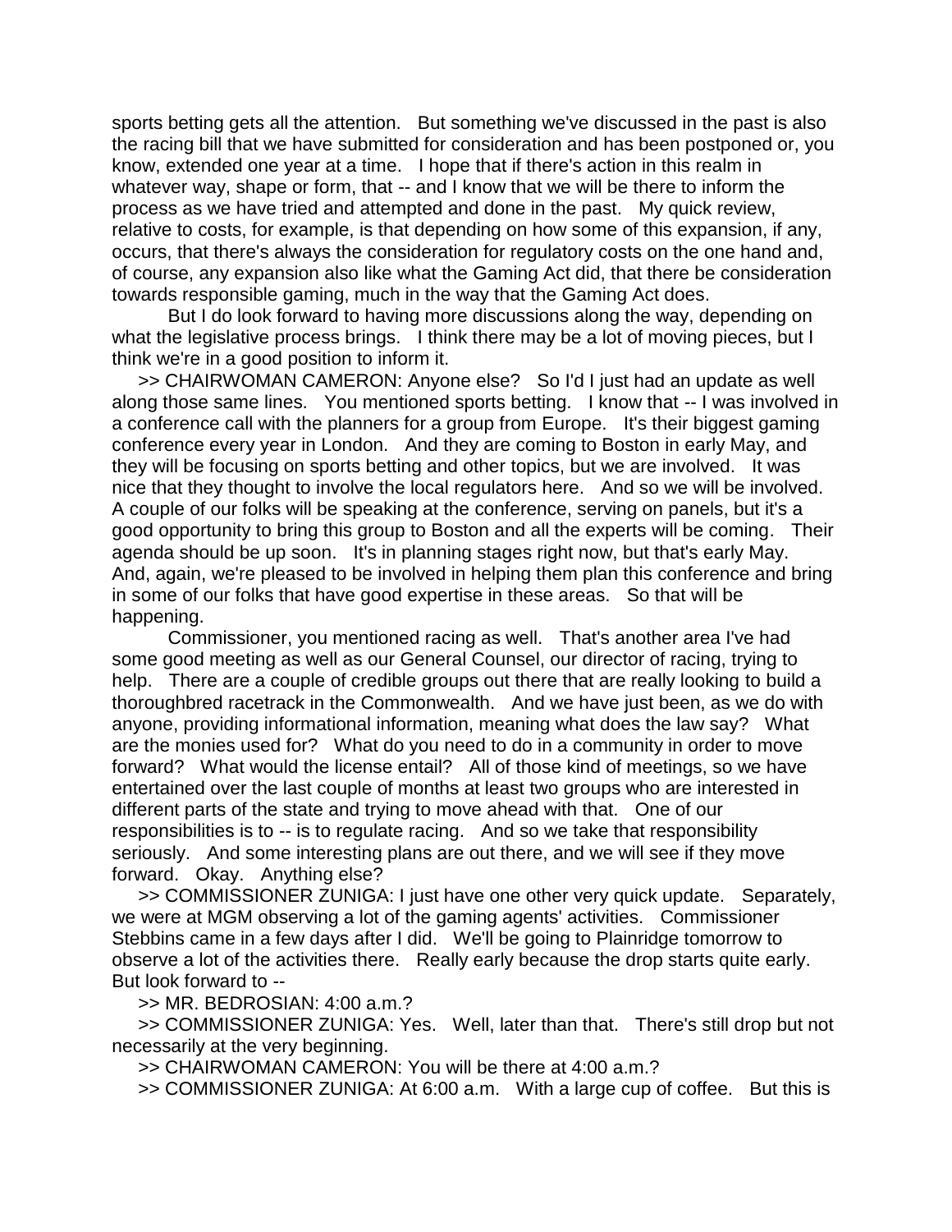sports betting gets all the attention. But something we've discussed in the past is also the racing bill that we have submitted for consideration and has been postponed or, you know, extended one year at a time. I hope that if there's action in this realm in whatever way, shape or form, that -- and I know that we will be there to inform the process as we have tried and attempted and done in the past. My quick review, relative to costs, for example, is that depending on how some of this expansion, if any, occurs, that there's always the consideration for regulatory costs on the one hand and, of course, any expansion also like what the Gaming Act did, that there be consideration towards responsible gaming, much in the way that the Gaming Act does.

But I do look forward to having more discussions along the way, depending on what the legislative process brings. I think there may be a lot of moving pieces, but I think we're in a good position to inform it.

>> CHAIRWOMAN CAMERON: Anyone else? So I'd I just had an update as well along those same lines. You mentioned sports betting. I know that -- I was involved in a conference call with the planners for a group from Europe. It's their biggest gaming conference every year in London. And they are coming to Boston in early May, and they will be focusing on sports betting and other topics, but we are involved. It was nice that they thought to involve the local regulators here. And so we will be involved. A couple of our folks will be speaking at the conference, serving on panels, but it's a good opportunity to bring this group to Boston and all the experts will be coming. Their agenda should be up soon. It's in planning stages right now, but that's early May. And, again, we're pleased to be involved in helping them plan this conference and bring in some of our folks that have good expertise in these areas. So that will be happening.

Commissioner, you mentioned racing as well. That's another area I've had some good meeting as well as our General Counsel, our director of racing, trying to help. There are a couple of credible groups out there that are really looking to build a thoroughbred racetrack in the Commonwealth. And we have just been, as we do with anyone, providing informational information, meaning what does the law say? What are the monies used for? What do you need to do in a community in order to move forward? What would the license entail? All of those kind of meetings, so we have entertained over the last couple of months at least two groups who are interested in different parts of the state and trying to move ahead with that. One of our responsibilities is to -- is to regulate racing. And so we take that responsibility seriously. And some interesting plans are out there, and we will see if they move forward. Okay. Anything else?

>> COMMISSIONER ZUNIGA: I just have one other very quick update. Separately, we were at MGM observing a lot of the gaming agents' activities. Commissioner Stebbins came in a few days after I did. We'll be going to Plainridge tomorrow to observe a lot of the activities there. Really early because the drop starts quite early. But look forward to --

>> MR. BEDROSIAN: 4:00 a.m.?

>> COMMISSIONER ZUNIGA: Yes. Well, later than that. There's still drop but not necessarily at the very beginning.

>> CHAIRWOMAN CAMERON: You will be there at 4:00 a.m.?

>> COMMISSIONER ZUNIGA: At 6:00 a.m. With a large cup of coffee. But this is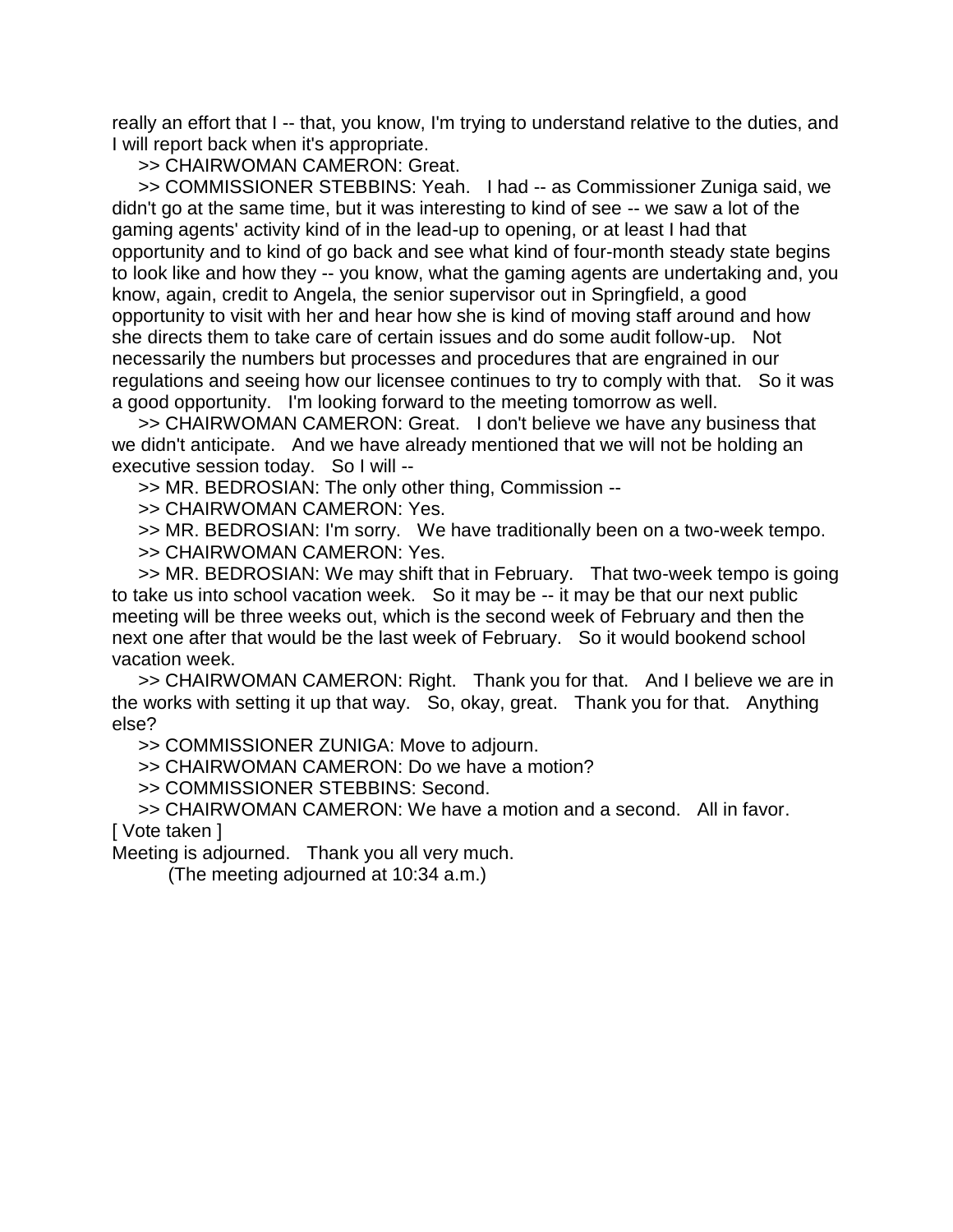really an effort that I -- that, you know, I'm trying to understand relative to the duties, and I will report back when it's appropriate.

>> CHAIRWOMAN CAMERON: Great.

>> COMMISSIONER STEBBINS: Yeah. I had -- as Commissioner Zuniga said, we didn't go at the same time, but it was interesting to kind of see -- we saw a lot of the gaming agents' activity kind of in the lead-up to opening, or at least I had that opportunity and to kind of go back and see what kind of four-month steady state begins to look like and how they -- you know, what the gaming agents are undertaking and, you know, again, credit to Angela, the senior supervisor out in Springfield, a good opportunity to visit with her and hear how she is kind of moving staff around and how she directs them to take care of certain issues and do some audit follow-up. Not necessarily the numbers but processes and procedures that are engrained in our regulations and seeing how our licensee continues to try to comply with that. So it was a good opportunity. I'm looking forward to the meeting tomorrow as well.

>> CHAIRWOMAN CAMERON: Great. I don't believe we have any business that we didn't anticipate. And we have already mentioned that we will not be holding an executive session today. So I will --

>> MR. BEDROSIAN: The only other thing, Commission --

>> CHAIRWOMAN CAMERON: Yes.

>> MR. BEDROSIAN: I'm sorry. We have traditionally been on a two-week tempo.

>> CHAIRWOMAN CAMERON: Yes.

>> MR. BEDROSIAN: We may shift that in February. That two-week tempo is going to take us into school vacation week. So it may be -- it may be that our next public meeting will be three weeks out, which is the second week of February and then the next one after that would be the last week of February. So it would bookend school vacation week.

>> CHAIRWOMAN CAMERON: Right. Thank you for that. And I believe we are in the works with setting it up that way. So, okay, great. Thank you for that. Anything else?

>> COMMISSIONER ZUNIGA: Move to adjourn.

>> CHAIRWOMAN CAMERON: Do we have a motion?

>> COMMISSIONER STEBBINS: Second.

>> CHAIRWOMAN CAMERON: We have a motion and a second. All in favor.

[ Vote taken ]

Meeting is adjourned. Thank you all very much.

(The meeting adjourned at 10:34 a.m.)